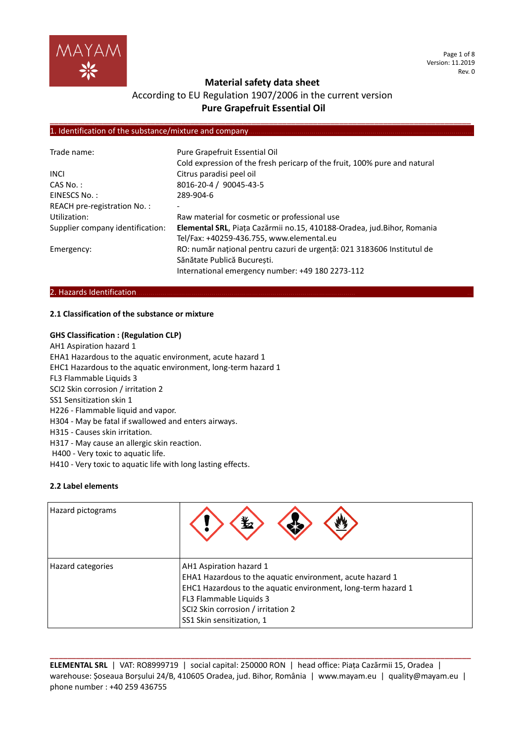# Material safety data sheet

According to EU Regulation 1907/2006 in the current version

**Pure Grapefruit Essential Oil**

## 1. Identification of the substance/mixture and company

| | |
|---|---|
| Trade name: | Pure Grapefruit Essential Oil<br>Cold expression of the fresh pericarp of the fruit, 100% pure and natural |
| INCI | Citrus paradisi peel oil |
| CAS No. : | 8016-20-4 / 90045-43-5 |
| EINESCS No. : | 289-904-6 |
| REACH pre-registration No. : | - |
| Utilization: | Raw material for cosmetic or professional use |
| Supplier company identification: | **Elemental SRL**, Piața Cazărmii no.15, 410188-Oradea, jud.Bihor, Romania<br>Tel/Fax: +40259-436.755, www.elemental.eu |
| Emergency: | RO: număr național pentru cazuri de urgență: 021 3183606 Institutul de Sănătate Publică București.<br>International emergency number: +49 180 2273-112 |

## 2. Hazards Identification

### 2.1 Classification of the substance or mixture

**GHS Classification : (Regulation CLP)**

AH1 Aspiration hazard 1
EHA1 Hazardous to the aquatic environment, acute hazard 1
EHC1 Hazardous to the aquatic environment, long-term hazard 1
FL3 Flammable Liquids 3
SCI2 Skin corrosion / irritation 2
SS1 Sensitization skin 1
H226 - Flammable liquid and vapor.
H304 - May be fatal if swallowed and enters airways.
H315 - Causes skin irritation.
H317 - May cause an allergic skin reaction.
H400 - Very toxic to aquatic life.
H410 - Very toxic to aquatic life with long lasting effects.

### 2.2 Label elements

| | |
|---|---|
| Hazard pictograms | |
| Hazard categories | AH1 Aspiration hazard 1<br>EHA1 Hazardous to the aquatic environment, acute hazard 1<br>EHC1 Hazardous to the aquatic environment, long-term hazard 1<br>FL3 Flammable Liquids 3<br>SCI2 Skin corrosion / irritation 2<br>SS1 Skin sensitization, 1 |

**ELEMENTAL SRL** | VAT: RO8999719 | social capital: 250000 RON | head office: Piața Cazărmii 15, Oradea | warehouse: Șoseaua Borșului 24/B, 410605 Oradea, jud. Bihor, România | www.mayam.eu | quality@mayam.eu | phone number : +40 259 436755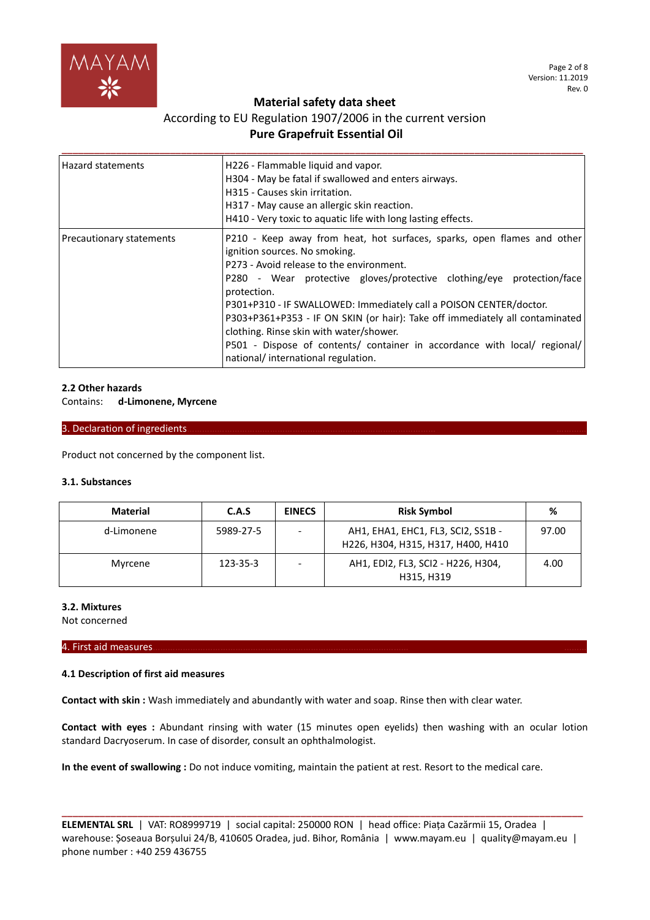| | |
|---|---|
| Hazard statements | H226 - Flammable liquid and vapor.<br>H304 - May be fatal if swallowed and enters airways.<br>H315 - Causes skin irritation.<br>H317 - May cause an allergic skin reaction.<br>H410 - Very toxic to aquatic life with long lasting effects. |
| Precautionary statements | P210 - Keep away from heat, hot surfaces, sparks, open flames and other ignition sources. No smoking.<br>P273 - Avoid release to the environment.<br>P280 - Wear protective gloves/protective clothing/eye protection/face protection.<br>P301+P310 - IF SWALLOWED: Immediately call a POISON CENTER/doctor.<br>P303+P361+P353 - IF ON SKIN (or hair): Take off immediately all contaminated clothing. Rinse skin with water/shower.<br>P501 - Dispose of contents/ container in accordance with local/ regional/ national/ international regulation. |

### 2.2 Other hazards

Contains: **d-Limonene, Myrcene**

## 3. Declaration of ingredients

Product not concerned by the component list.

### 3.1. Substances

| Material | C.A.S | EINECS | Risk Symbol | % |
|---|---|---|---|---|
| d-Limonene | 5989-27-5 | - | AH1, EHA1, EHC1, FL3, SCI2, SS1B - H226, H304, H315, H317, H400, H410 | 97.00 |
| Myrcene | 123-35-3 | - | AH1, EDI2, FL3, SCI2 - H226, H304, H315, H319 | 4.00 |

### 3.2. Mixtures

Not concerned

## 4. First aid measures

### 4.1 Description of first aid measures

**Contact with skin :** Wash immediately and abundantly with water and soap. Rinse then with clear water.

**Contact with eyes :** Abundant rinsing with water (15 minutes open eyelids) then washing with an ocular lotion standard Dacryoserum. In case of disorder, consult an ophthalmologist.

**In the event of swallowing :** Do not induce vomiting, maintain the patient at rest. Resort to the medical care.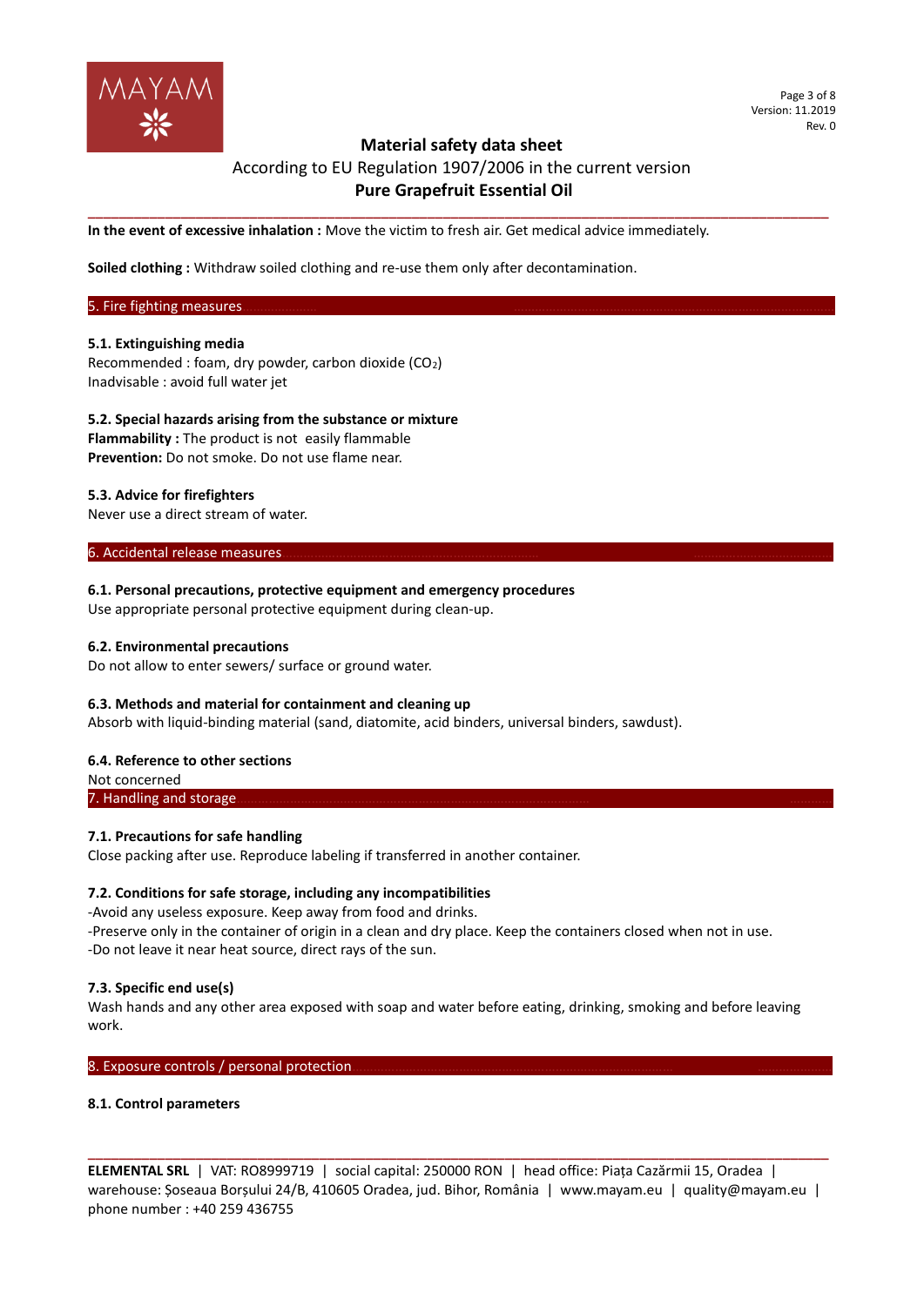**In the event of excessive inhalation :** Move the victim to fresh air. Get medical advice immediately.

**Soiled clothing :** Withdraw soiled clothing and re-use them only after decontamination.

## 5. Fire fighting measures

### 5.1. Extinguishing media

Recommended : foam, dry powder, carbon dioxide ($CO_2$)
Inadvisable : avoid full water jet

### 5.2. Special hazards arising from the substance or mixture

**Flammability :** The product is not easily flammable
**Prevention:** Do not smoke. Do not use flame near.

### 5.3. Advice for firefighters

Never use a direct stream of water.

## 6. Accidental release measures

### 6.1. Personal precautions, protective equipment and emergency procedures

Use appropriate personal protective equipment during clean-up.

### 6.2. Environmental precautions

Do not allow to enter sewers/ surface or ground water.

### 6.3. Methods and material for containment and cleaning up

Absorb with liquid-binding material (sand, diatomite, acid binders, universal binders, sawdust).

### 6.4. Reference to other sections

Not concerned

## 7. Handling and storage

### 7.1. Precautions for safe handling

Close packing after use. Reproduce labeling if transferred in another container.

### 7.2. Conditions for safe storage, including any incompatibilities

-Avoid any useless exposure. Keep away from food and drinks.
-Preserve only in the container of origin in a clean and dry place. Keep the containers closed when not in use.
-Do not leave it near heat source, direct rays of the sun.

### 7.3. Specific end use(s)

Wash hands and any other area exposed with soap and water before eating, drinking, smoking and before leaving work.

## 8. Exposure controls / personal protection

### 8.1. Control parameters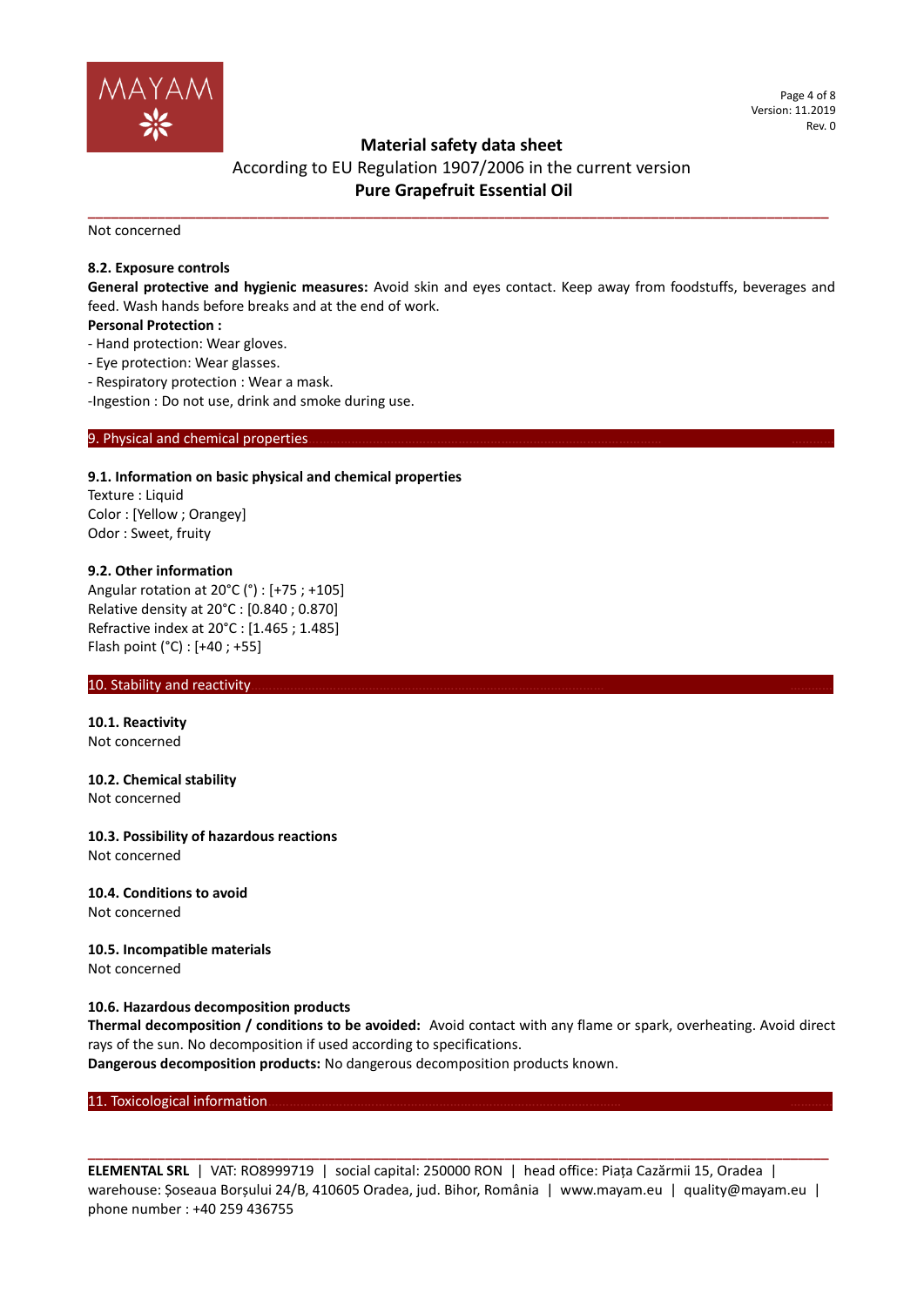Not concerned

**8.2. Exposure controls**

**General protective and hygienic measures:** Avoid skin and eyes contact. Keep away from foodstuffs, beverages and feed. Wash hands before breaks and at the end of work.

**Personal Protection :**

- Hand protection: Wear gloves.
- Eye protection: Wear glasses.
- Respiratory protection : Wear a mask.
- Ingestion : Do not use, drink and smoke during use.

## 9. Physical and chemical properties

**9.1. Information on basic physical and chemical properties**

Texture : Liquid
Color : [Yellow ; Orangey]
Odor : Sweet, fruity

**9.2. Other information**

Angular rotation at 20°C (°) : [+75 ; +105]
Relative density at 20°C : [0.840 ; 0.870]
Refractive index at 20°C : [1.465 ; 1.485]
Flash point (°C) : [+40 ; +55]

## 10. Stability and reactivity

**10.1. Reactivity**

Not concerned

**10.2. Chemical stability**

Not concerned

**10.3. Possibility of hazardous reactions**

Not concerned

**10.4. Conditions to avoid**

Not concerned

**10.5. Incompatible materials**

Not concerned

**10.6. Hazardous decomposition products**

**Thermal decomposition / conditions to be avoided:** Avoid contact with any flame or spark, overheating. Avoid direct rays of the sun. No decomposition if used according to specifications.

**Dangerous decomposition products:** No dangerous decomposition products known.

## 11. Toxicological information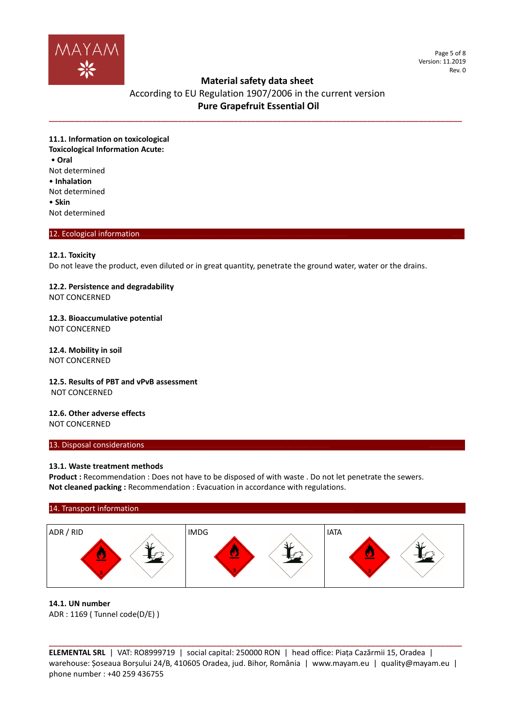### 11.1. Information on toxicological

**Toxicological Information Acute:**

- **Oral**

Not determined

- **Inhalation**

Not determined

- **Skin**

Not determined

## 12. Ecological information

### 12.1. Toxicity

Do not leave the product, even diluted or in great quantity, penetrate the ground water, water or the drains.

### 12.2. Persistence and degradability

NOT CONCERNED

### 12.3. Bioaccumulative potential

NOT CONCERNED

### 12.4. Mobility in soil

NOT CONCERNED

### 12.5. Results of PBT and vPvB assessment

NOT CONCERNED

### 12.6. Other adverse effects

NOT CONCERNED

## 13. Disposal considerations

### 13.1. Waste treatment methods

**Product :** Recommendation : Does not have to be disposed of with waste . Do not let penetrate the sewers.
**Not cleaned packing :** Recommendation : Evacuation in accordance with regulations.

## 14. Transport information

| ADR / RID | IMDG | IATA |
|---|---|---|
| | | |

### 14.1. UN number

ADR : 1169 ( Tunnel code(D/E) )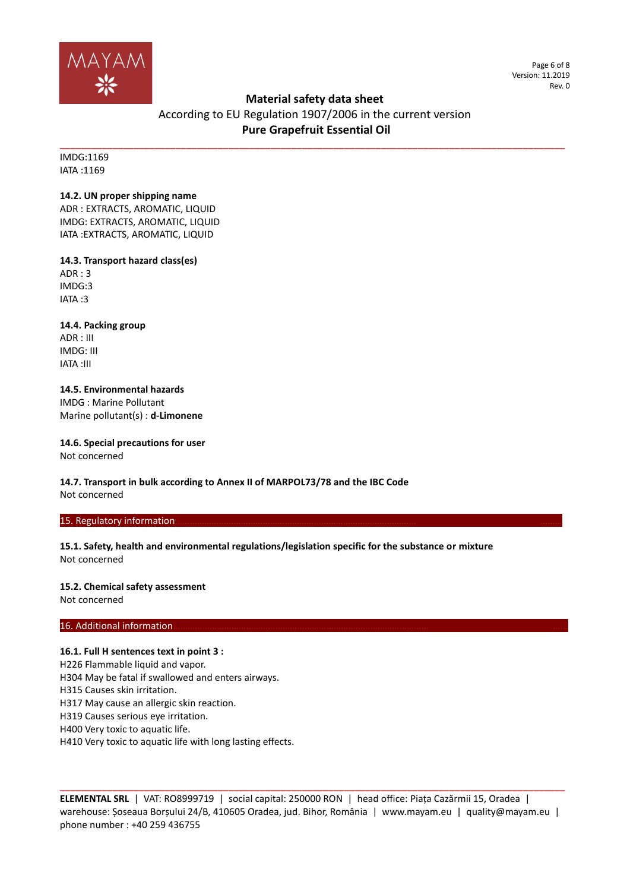IMDG:1169
IATA :1169

**14.2. UN proper shipping name**
ADR : EXTRACTS, AROMATIC, LIQUID
IMDG: EXTRACTS, AROMATIC, LIQUID
IATA :EXTRACTS, AROMATIC, LIQUID

**14.3. Transport hazard class(es)**
ADR : 3
IMDG:3
IATA :3

**14.4. Packing group**
ADR : III
IMDG: III
IATA :III

**14.5. Environmental hazards**
IMDG : Marine Pollutant
Marine pollutant(s) : **d-Limonene**

**14.6. Special precautions for user**
Not concerned

**14.7. Transport in bulk according to Annex II of MARPOL73/78 and the IBC Code**
Not concerned

## 15. Regulatory information

**15.1. Safety, health and environmental regulations/legislation specific for the substance or mixture**
Not concerned

**15.2. Chemical safety assessment**
Not concerned

## 16. Additional information

**16.1. Full H sentences text in point 3 :**
H226 Flammable liquid and vapor.
H304 May be fatal if swallowed and enters airways.
H315 Causes skin irritation.
H317 May cause an allergic skin reaction.
H319 Causes serious eye irritation.
H400 Very toxic to aquatic life.
H410 Very toxic to aquatic life with long lasting effects.

**ELEMENTAL SRL** | VAT: RO8999719 | social capital: 250000 RON | head office: Piața Cazărmii 15, Oradea | warehouse: Șoseaua Borșului 24/B, 410605 Oradea, jud. Bihor, România | www.mayam.eu | quality@mayam.eu | phone number : +40 259 436755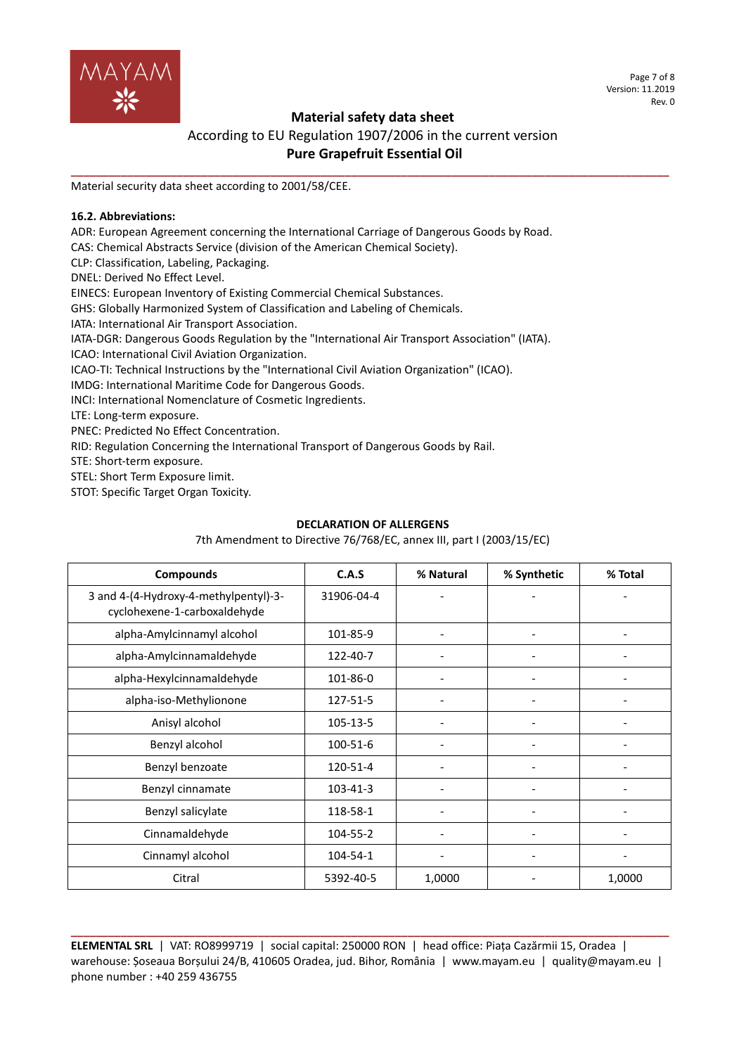Material security data sheet according to 2001/58/CEE.

**16.2. Abbreviations:**

ADR: European Agreement concerning the International Carriage of Dangerous Goods by Road.
CAS: Chemical Abstracts Service (division of the American Chemical Society).
CLP: Classification, Labeling, Packaging.
DNEL: Derived No Effect Level.
EINECS: European Inventory of Existing Commercial Chemical Substances.
GHS: Globally Harmonized System of Classification and Labeling of Chemicals.
IATA: International Air Transport Association.
IATA-DGR: Dangerous Goods Regulation by the "International Air Transport Association" (IATA).
ICAO: International Civil Aviation Organization.
ICAO-TI: Technical Instructions by the "International Civil Aviation Organization" (ICAO).
IMDG: International Maritime Code for Dangerous Goods.
INCI: International Nomenclature of Cosmetic Ingredients.
LTE: Long-term exposure.
PNEC: Predicted No Effect Concentration.
RID: Regulation Concerning the International Transport of Dangerous Goods by Rail.
STE: Short-term exposure.
STEL: Short Term Exposure limit.
STOT: Specific Target Organ Toxicity.

**DECLARATION OF ALLERGENS**

7th Amendment to Directive 76/768/EC, annex III, part I (2003/15/EC)

| Compounds | C.A.S | % Natural | % Synthetic | % Total |
|---|---|---|---|---|
| 3 and 4-(4-Hydroxy-4-methylpentyl)-3-cyclohexene-1-carboxaldehyde | 31906-04-4 | - | - | - |
| alpha-Amylcinnamyl alcohol | 101-85-9 | - | - | - |
| alpha-Amylcinnamaldehyde | 122-40-7 | - | - | - |
| alpha-Hexylcinnamaldehyde | 101-86-0 | - | - | - |
| alpha-iso-Methylionone | 127-51-5 | - | - | - |
| Anisyl alcohol | 105-13-5 | - | - | - |
| Benzyl alcohol | 100-51-6 | - | - | - |
| Benzyl benzoate | 120-51-4 | - | - | - |
| Benzyl cinnamate | 103-41-3 | - | - | - |
| Benzyl salicylate | 118-58-1 | - | - | - |
| Cinnamaldehyde | 104-55-2 | - | - | - |
| Cinnamyl alcohol | 104-54-1 | - | - | - |
| Citral | 5392-40-5 | 1,0000 | - | 1,0000 |

**ELEMENTAL SRL** | VAT: RO8999719 | social capital: 250000 RON | head office: Piața Cazărmii 15, Oradea | warehouse: Șoseaua Borșului 24/B, 410605 Oradea, jud. Bihor, România | www.mayam.eu | quality@mayam.eu | phone number : +40 259 436755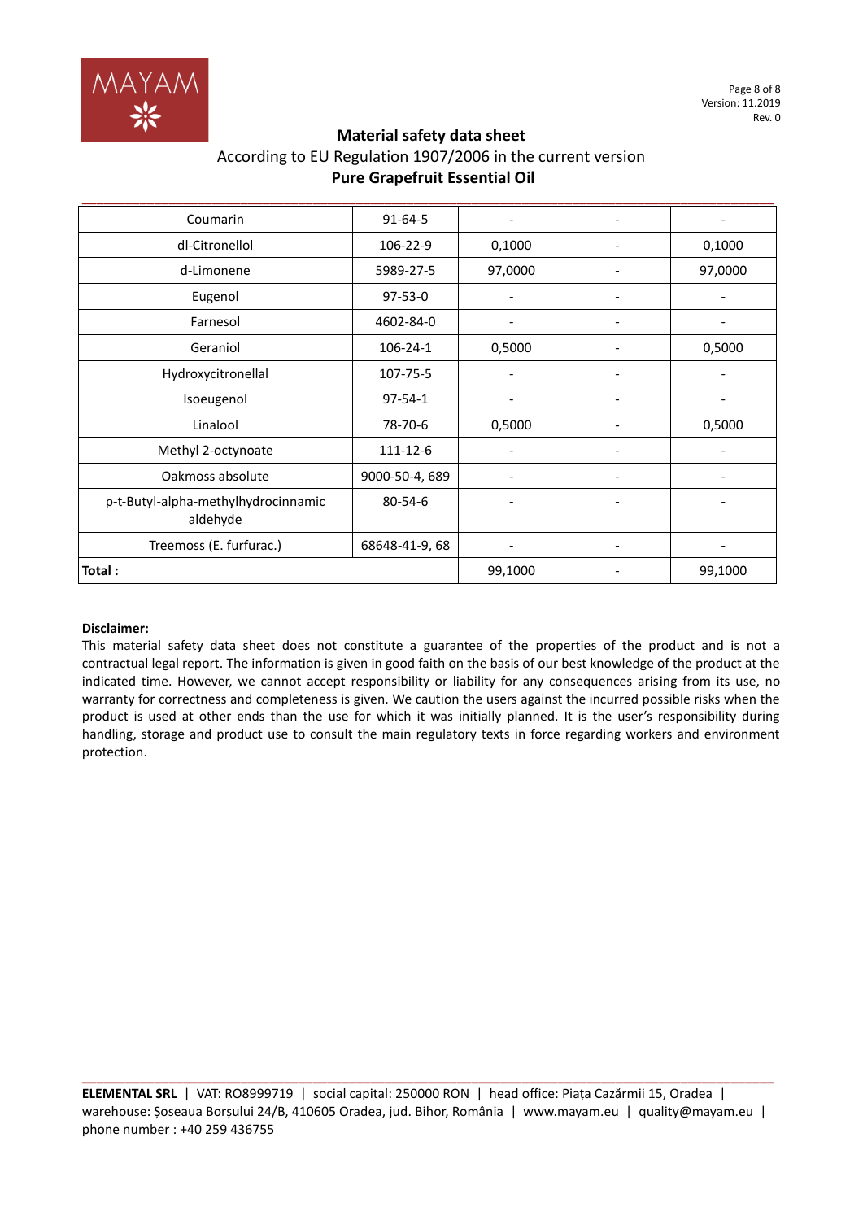| | | | | |
|---|---|---|---|---|
| Coumarin | 91-64-5 | - | - | - |
| dl-Citronellol | 106-22-9 | 0,1000 | - | 0,1000 |
| d-Limonene | 5989-27-5 | 97,0000 | - | 97,0000 |
| Eugenol | 97-53-0 | - | - | - |
| Farnesol | 4602-84-0 | - | - | - |
| Geraniol | 106-24-1 | 0,5000 | - | 0,5000 |
| Hydroxycitronellal | 107-75-5 | - | - | - |
| Isoeugenol | 97-54-1 | - | - | - |
| Linalool | 78-70-6 | 0,5000 | - | 0,5000 |
| Methyl 2-octynoate | 111-12-6 | - | - | - |
| Oakmoss absolute | 9000-50-4, 689 | - | - | - |
| p-t-Butyl-alpha-methylhydrocinnamic aldehyde | 80-54-6 | - | - | - |
| Treemoss (E. furfurac.) | 68648-41-9, 68 | - | - | - |
| **Total :** | | 99,1000 | - | 99,1000 |

**Disclaimer:**
This material safety data sheet does not constitute a guarantee of the properties of the product and is not a contractual legal report. The information is given in good faith on the basis of our best knowledge of the product at the indicated time. However, we cannot accept responsibility or liability for any consequences arising from its use, no warranty for correctness and completeness is given. We caution the users against the incurred possible risks when the product is used at other ends than the use for which it was initially planned. It is the user's responsibility during handling, storage and product use to consult the main regulatory texts in force regarding workers and environment protection.